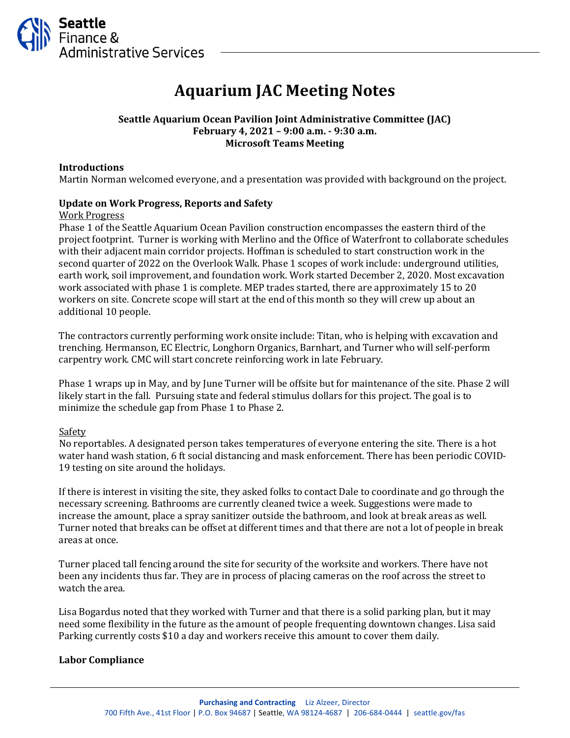# Aquarium JAC Meeting Notes

**Seattle Aquarium Ocean Pavilion Joint Administrative Committee (JAC)**
**February 4, 2021 – 9:00 a.m. - 9:30 a.m.**
**Microsoft Teams Meeting**

### Introductions

Martin Norman welcomed everyone, and a presentation was provided with background on the project.

### Update on Work Progress, Reports and Safety

Work Progress

Phase 1 of the Seattle Aquarium Ocean Pavilion construction encompasses the eastern third of the project footprint. Turner is working with Merlino and the Office of Waterfront to collaborate schedules with their adjacent main corridor projects. Hoffman is scheduled to start construction work in the second quarter of 2022 on the Overlook Walk. Phase 1 scopes of work include: underground utilities, earth work, soil improvement, and foundation work. Work started December 2, 2020. Most excavation work associated with phase 1 is complete. MEP trades started, there are approximately 15 to 20 workers on site. Concrete scope will start at the end of this month so they will crew up about an additional 10 people.

The contractors currently performing work onsite include: Titan, who is helping with excavation and trenching. Hermanson, EC Electric, Longhorn Organics, Barnhart, and Turner who will self-perform carpentry work. CMC will start concrete reinforcing work in late February.

Phase 1 wraps up in May, and by June Turner will be offsite but for maintenance of the site. Phase 2 will likely start in the fall. Pursuing state and federal stimulus dollars for this project. The goal is to minimize the schedule gap from Phase 1 to Phase 2.

Safety

No reportables. A designated person takes temperatures of everyone entering the site. There is a hot water hand wash station, 6 ft social distancing and mask enforcement. There has been periodic COVID-19 testing on site around the holidays.

If there is interest in visiting the site, they asked folks to contact Dale to coordinate and go through the necessary screening. Bathrooms are currently cleaned twice a week. Suggestions were made to increase the amount, place a spray sanitizer outside the bathroom, and look at break areas as well. Turner noted that breaks can be offset at different times and that there are not a lot of people in break areas at once.

Turner placed tall fencing around the site for security of the worksite and workers. There have not been any incidents thus far. They are in process of placing cameras on the roof across the street to watch the area.

Lisa Bogardus noted that they worked with Turner and that there is a solid parking plan, but it may need some flexibility in the future as the amount of people frequenting downtown changes. Lisa said Parking currently costs $10 a day and workers receive this amount to cover them daily.

### Labor Compliance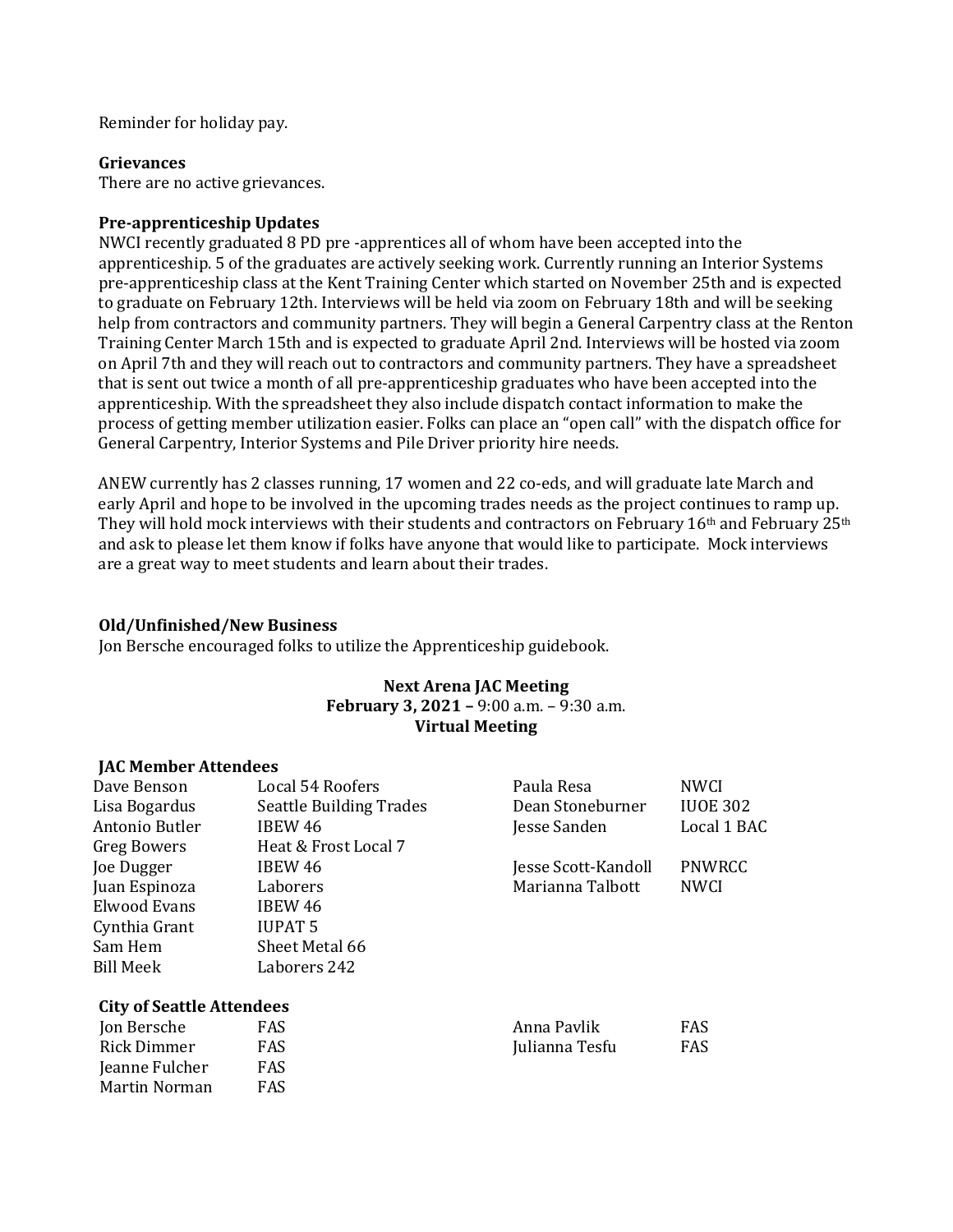Reminder for holiday pay.

**Grievances**
There are no active grievances.

**Pre-apprenticeship Updates**
NWCI recently graduated 8 PD pre -apprentices all of whom have been accepted into the apprenticeship. 5 of the graduates are actively seeking work. Currently running an Interior Systems pre-apprenticeship class at the Kent Training Center which started on November 25th and is expected to graduate on February 12th. Interviews will be held via zoom on February 18th and will be seeking help from contractors and community partners. They will begin a General Carpentry class at the Renton Training Center March 15th and is expected to graduate April 2nd. Interviews will be hosted via zoom on April 7th and they will reach out to contractors and community partners. They have a spreadsheet that is sent out twice a month of all pre-apprenticeship graduates who have been accepted into the apprenticeship. With the spreadsheet they also include dispatch contact information to make the process of getting member utilization easier. Folks can place an "open call" with the dispatch office for General Carpentry, Interior Systems and Pile Driver priority hire needs.

ANEW currently has 2 classes running, 17 women and 22 co-eds, and will graduate late March and early April and hope to be involved in the upcoming trades needs as the project continues to ramp up. They will hold mock interviews with their students and contractors on February 16th and February 25th and ask to please let them know if folks have anyone that would like to participate. Mock interviews are a great way to meet students and learn about their trades.

**Old/Unfinished/New Business**
Jon Bersche encouraged folks to utilize the Apprenticeship guidebook.

**Next Arena JAC Meeting**
**February 3, 2021 –** 9:00 a.m. – 9:30 a.m.
**Virtual Meeting**

**JAC Member Attendees**

| | | | |
|---|---|---|---|
| Dave Benson | Local 54 Roofers | Paula Resa | NWCI |
| Lisa Bogardus | Seattle Building Trades | Dean Stoneburner | IUOE 302 |
| Antonio Butler | IBEW 46 | Jesse Sanden | Local 1 BAC |
| Greg Bowers | Heat & Frost Local 7 | | |
| Joe Dugger | IBEW 46 | Jesse Scott-Kandoll | PNWRCC |
| Juan Espinoza | Laborers | Marianna Talbott | NWCI |
| Elwood Evans | IBEW 46 | | |
| Cynthia Grant | IUPAT 5 | | |
| Sam Hem | Sheet Metal 66 | | |
| Bill Meek | Laborers 242 | | |

**City of Seattle Attendees**

| | | | |
|---|---|---|---|
| Jon Bersche | FAS | Anna Pavlik | FAS |
| Rick Dimmer | FAS | Julianna Tesfu | FAS |
| Jeanne Fulcher | FAS | | |
| Martin Norman | FAS | | |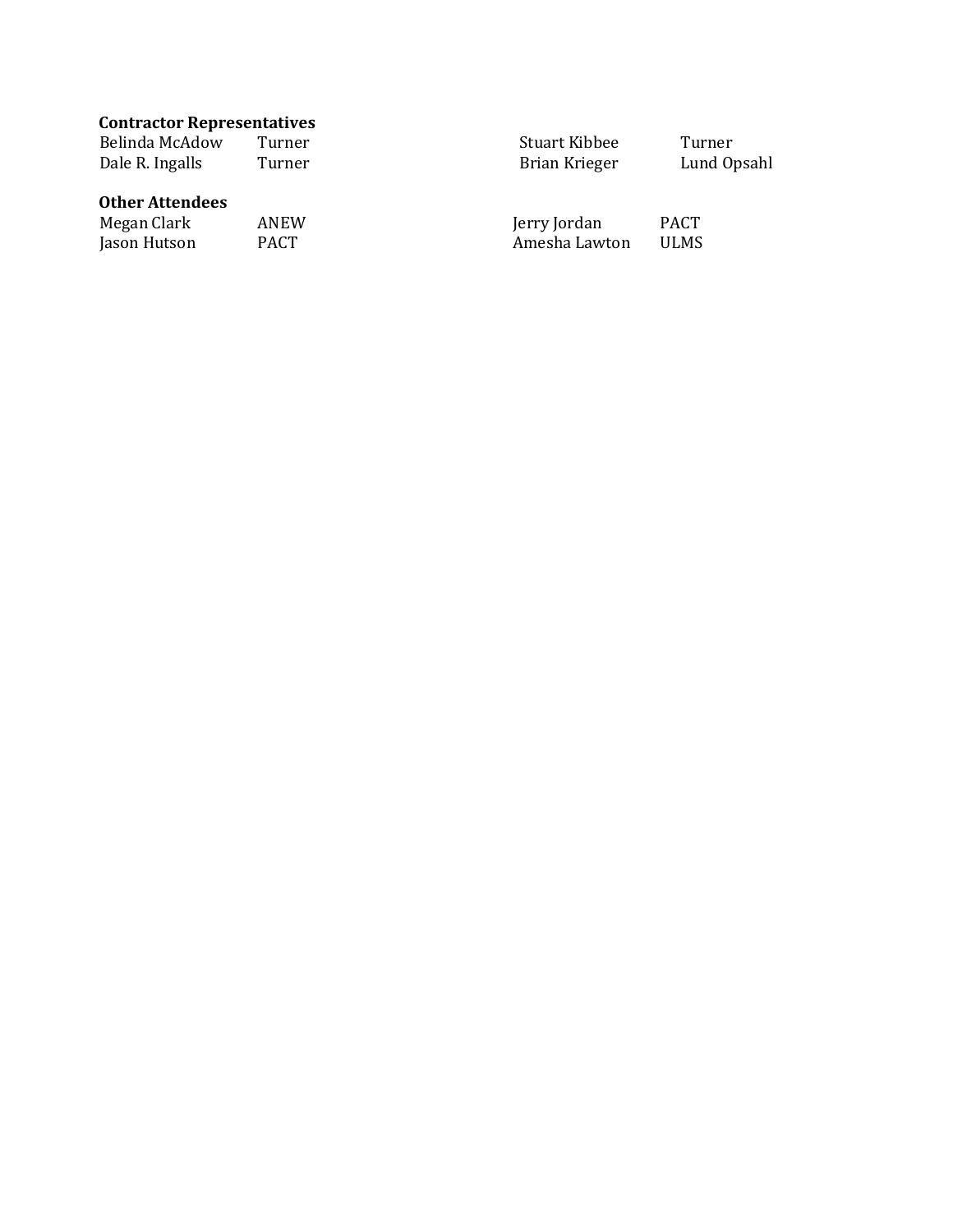**Contractor Representatives**

| | | | |
|---|---|---|---|
| Belinda McAdow | Turner | Stuart Kibbee | Turner |
| Dale R. Ingalls | Turner | Brian Krieger | Lund Opsahl |

**Other Attendees**

| | | | |
|---|---|---|---|
| Megan Clark | ANEW | Jerry Jordan | PACT |
| Jason Hutson | PACT | Amesha Lawton | ULMS |